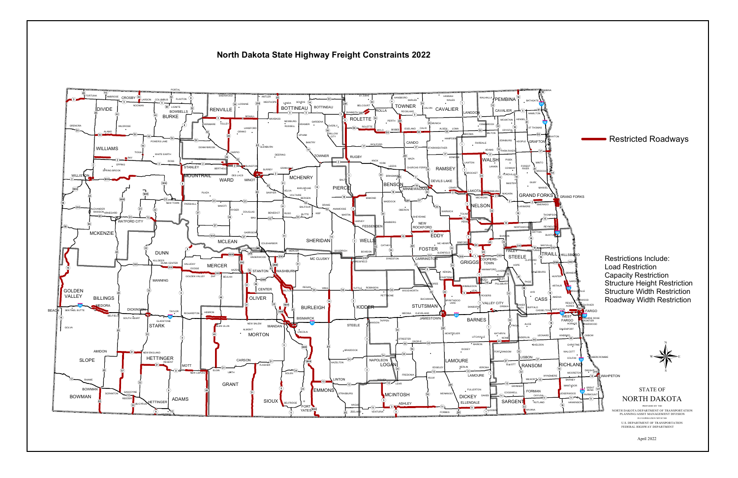# North Dakota State Highway Freight Constraints 2022

Restricted Roadways

Restrictions Include:

- Load Restriction
- Capacity Restriction
- Structure Height Restriction
- Structure Width Restriction
- Roadway Width Restriction

STATE OF NORTH DAKOTA

PREPARED BY THE

NORTH DAKOTA DEPARTMENT OF TRANSPORTATION
PLANNING/ASSET MANAGEMENT DIVISION
IN COOPERATION WITH THE
U.S. DEPARTMENT OF TRANSPORTATION
FEDERAL HIGHWAY DEPARTMENT

April 2022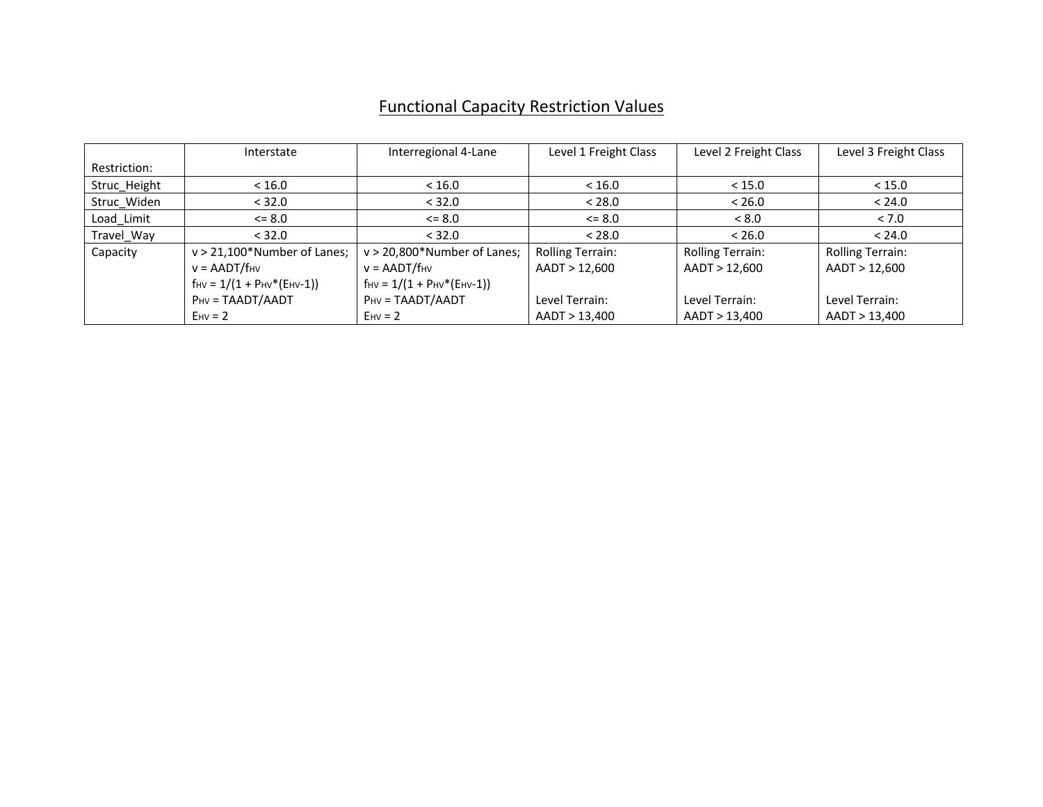# Functional Capacity Restriction Values

| Restriction: | Interstate | Interregional 4-Lane | Level 1 Freight Class | Level 2 Freight Class | Level 3 Freight Class |
|---|---|---|---|---|---|
| Struc_Height | < 16.0 | < 16.0 | < 16.0 | < 15.0 | < 15.0 |
| Struc_Widen | < 32.0 | < 32.0 | < 28.0 | < 26.0 | < 24.0 |
| Load_Limit | <= 8.0 | <= 8.0 | <= 8.0 | < 8.0 | < 7.0 |
| Travel_Way | < 32.0 | < 32.0 | < 28.0 | < 26.0 | < 24.0 |
| Capacity | $v > 21{,}100$*Number of Lanes; $v = AADT/f_{HV}$ $f_{HV} = 1/(1 + P_{HV}*(E_{HV}-1))$ $P_{HV} = TAADT/AADT$ $E_{HV} = 2$ | $v > 20{,}800$*Number of Lanes; $v = AADT/f_{HV}$ $f_{HV} = 1/(1 + P_{HV}*(E_{HV}-1))$ $P_{HV} = TAADT/AADT$ $E_{HV} = 2$ | Rolling Terrain: AADT > 12,600 Level Terrain: AADT > 13,400 | Rolling Terrain: AADT > 12,600 Level Terrain: AADT > 13,400 | Rolling Terrain: AADT > 12,600 Level Terrain: AADT > 13,400 |